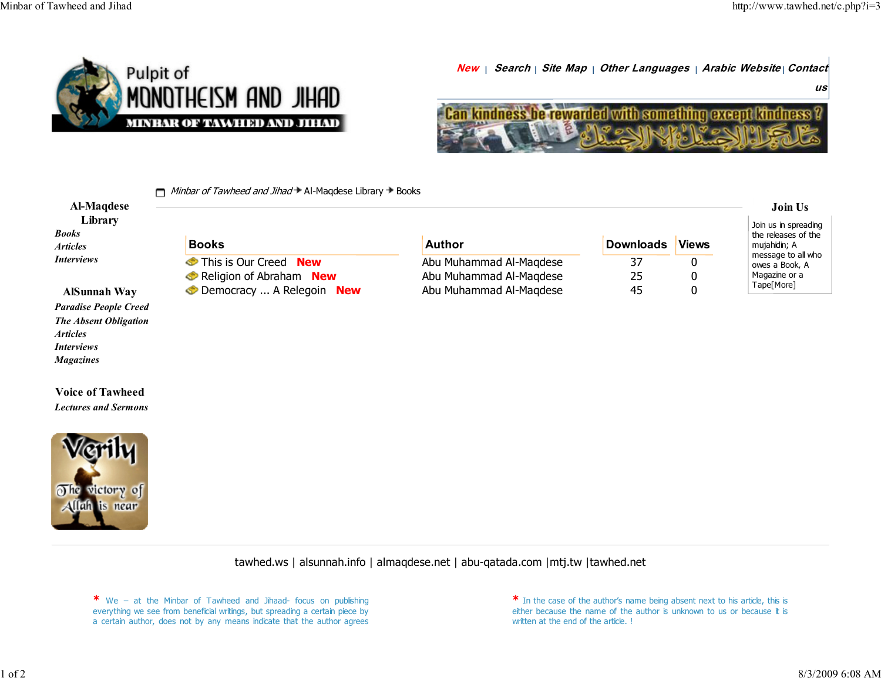New | Search | Site Map | Other Languages | Arabic Website | Contact us

Minbar of Tawheed and Jihad ➔ Al-Maqdese Library ➔ Books

**Al-Maqdese Library**

*Books*
*Articles*
*Interviews*

**AlSunnah Way**

*Paradise People Creed*
*The Absent Obligation*
*Articles*
*Interviews*
*Magazines*

**Voice of Tawheed**

*Lectures and Sermons*

| Books | Author | Downloads | Views |
|---|---|---|---|
| This is Our Creed **New** | Abu Muhammad Al-Maqdese | 37 | 0 |
| Religion of Abraham **New** | Abu Muhammad Al-Maqdese | 25 | 0 |
| Democracy ... A Relegoin **New** | Abu Muhammad Al-Maqdese | 45 | 0 |

**Join Us**

Join us in spreading the releases of the mujahidin; A message to all who owes a Book, A Magazine or a Tape[More]

tawhed.ws | alsunnah.info | almaqdese.net | abu-qatada.com |mtj.tw |tawhed.net

* We – at the Minbar of Tawheed and Jihaad- focus on publishing everything we see from beneficial writings, but spreading a certain piece by a certain author, does not by any means indicate that the author agrees

* In the case of the author's name being absent next to his article, this is either because the name of the author is unknown to us or because it is written at the end of the article. !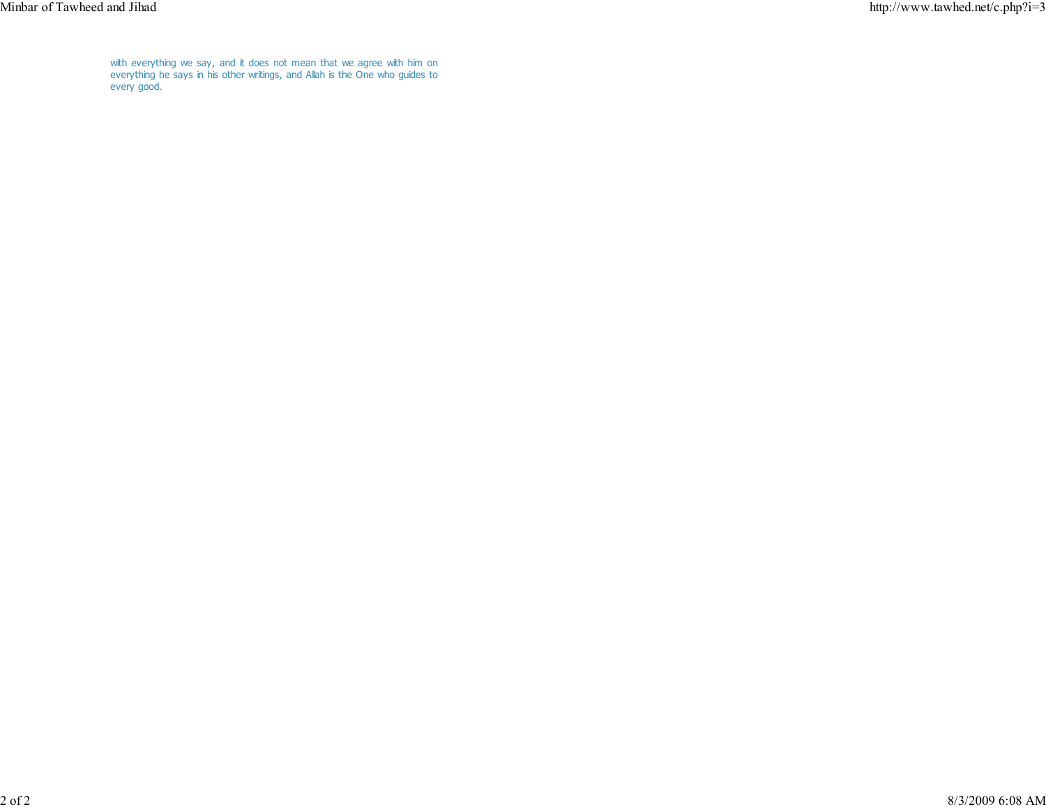with everything we say, and it does not mean that we agree with him on everything he says in his other writings, and Allah is the One who guides to every good.